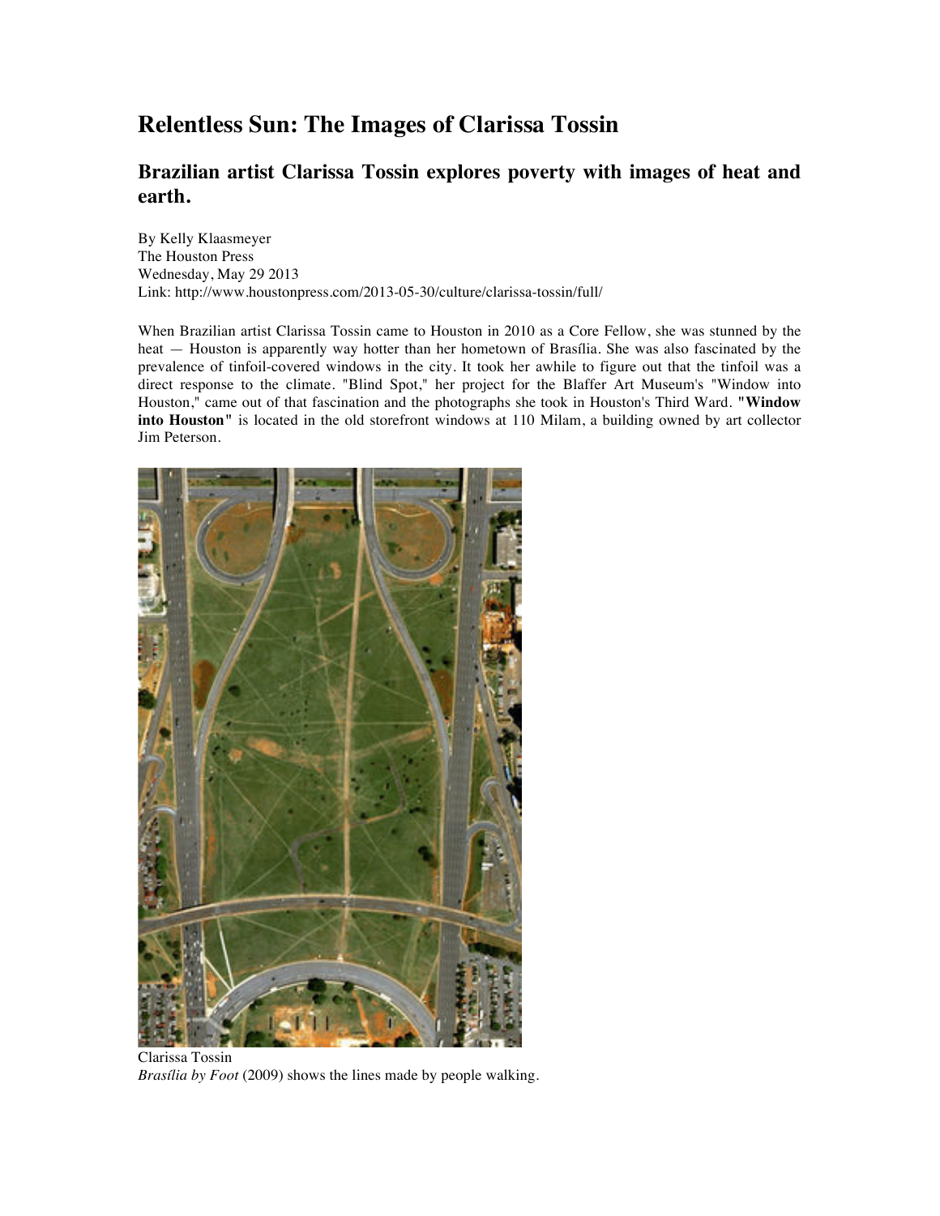# Relentless Sun: The Images of Clarissa Tossin

## Brazilian artist Clarissa Tossin explores poverty with images of heat and earth.

By Kelly Klaasmeyer
The Houston Press
Wednesday, May 29 2013
Link: http://www.houstonpress.com/2013-05-30/culture/clarissa-tossin/full/

When Brazilian artist Clarissa Tossin came to Houston in 2010 as a Core Fellow, she was stunned by the heat — Houston is apparently way hotter than her hometown of Brasília. She was also fascinated by the prevalence of tinfoil-covered windows in the city. It took her awhile to figure out that the tinfoil was a direct response to the climate. "Blind Spot," her project for the Blaffer Art Museum's "Window into Houston," came out of that fascination and the photographs she took in Houston's Third Ward. "**Window into Houston**" is located in the old storefront windows at 110 Milam, a building owned by art collector Jim Peterson.

Clarissa Tossin
*Brasília by Foot* (2009) shows the lines made by people walking.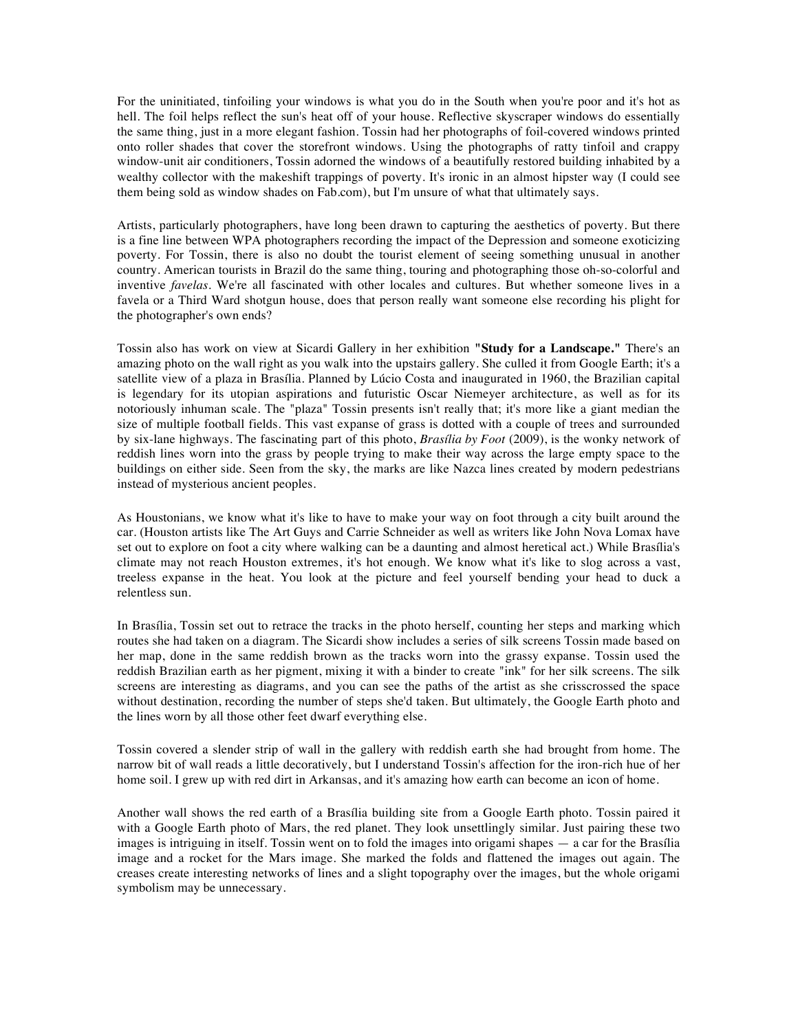For the uninitiated, tinfoiling your windows is what you do in the South when you're poor and it's hot as hell. The foil helps reflect the sun's heat off of your house. Reflective skyscraper windows do essentially the same thing, just in a more elegant fashion. Tossin had her photographs of foil-covered windows printed onto roller shades that cover the storefront windows. Using the photographs of ratty tinfoil and crappy window-unit air conditioners, Tossin adorned the windows of a beautifully restored building inhabited by a wealthy collector with the makeshift trappings of poverty. It's ironic in an almost hipster way (I could see them being sold as window shades on Fab.com), but I'm unsure of what that ultimately says.

Artists, particularly photographers, have long been drawn to capturing the aesthetics of poverty. But there is a fine line between WPA photographers recording the impact of the Depression and someone exoticizing poverty. For Tossin, there is also no doubt the tourist element of seeing something unusual in another country. American tourists in Brazil do the same thing, touring and photographing those oh-so-colorful and inventive *favelas*. We're all fascinated with other locales and cultures. But whether someone lives in a favela or a Third Ward shotgun house, does that person really want someone else recording his plight for the photographer's own ends?

Tossin also has work on view at Sicardi Gallery in her exhibition "**Study for a Landscape.**" There's an amazing photo on the wall right as you walk into the upstairs gallery. She culled it from Google Earth; it's a satellite view of a plaza in Brasília. Planned by Lúcio Costa and inaugurated in 1960, the Brazilian capital is legendary for its utopian aspirations and futuristic Oscar Niemeyer architecture, as well as for its notoriously inhuman scale. The "plaza" Tossin presents isn't really that; it's more like a giant median the size of multiple football fields. This vast expanse of grass is dotted with a couple of trees and surrounded by six-lane highways. The fascinating part of this photo, *Brasília by Foot* (2009), is the wonky network of reddish lines worn into the grass by people trying to make their way across the large empty space to the buildings on either side. Seen from the sky, the marks are like Nazca lines created by modern pedestrians instead of mysterious ancient peoples.

As Houstonians, we know what it's like to have to make your way on foot through a city built around the car. (Houston artists like The Art Guys and Carrie Schneider as well as writers like John Nova Lomax have set out to explore on foot a city where walking can be a daunting and almost heretical act.) While Brasília's climate may not reach Houston extremes, it's hot enough. We know what it's like to slog across a vast, treeless expanse in the heat. You look at the picture and feel yourself bending your head to duck a relentless sun.

In Brasília, Tossin set out to retrace the tracks in the photo herself, counting her steps and marking which routes she had taken on a diagram. The Sicardi show includes a series of silk screens Tossin made based on her map, done in the same reddish brown as the tracks worn into the grassy expanse. Tossin used the reddish Brazilian earth as her pigment, mixing it with a binder to create "ink" for her silk screens. The silk screens are interesting as diagrams, and you can see the paths of the artist as she crisscrossed the space without destination, recording the number of steps she'd taken. But ultimately, the Google Earth photo and the lines worn by all those other feet dwarf everything else.

Tossin covered a slender strip of wall in the gallery with reddish earth she had brought from home. The narrow bit of wall reads a little decoratively, but I understand Tossin's affection for the iron-rich hue of her home soil. I grew up with red dirt in Arkansas, and it's amazing how earth can become an icon of home.

Another wall shows the red earth of a Brasília building site from a Google Earth photo. Tossin paired it with a Google Earth photo of Mars, the red planet. They look unsettlingly similar. Just pairing these two images is intriguing in itself. Tossin went on to fold the images into origami shapes — a car for the Brasília image and a rocket for the Mars image. She marked the folds and flattened the images out again. The creases create interesting networks of lines and a slight topography over the images, but the whole origami symbolism may be unnecessary.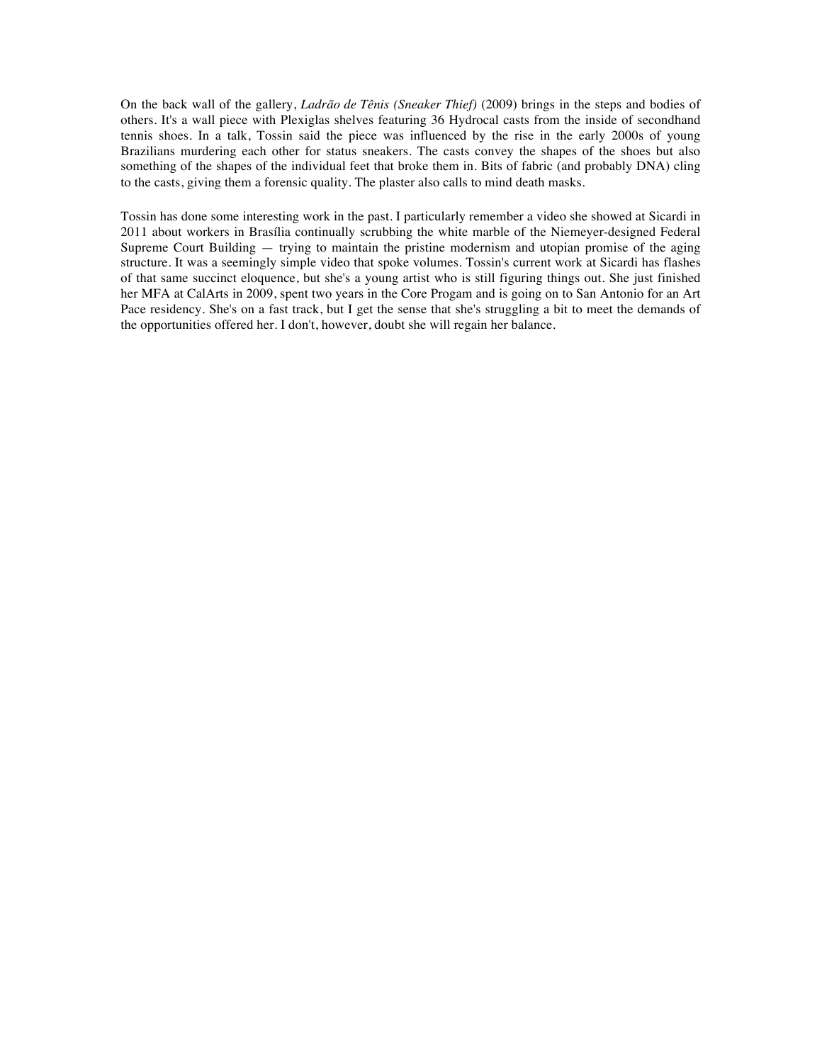On the back wall of the gallery, *Ladrão de Tênis (Sneaker Thief)* (2009) brings in the steps and bodies of others. It's a wall piece with Plexiglas shelves featuring 36 Hydrocal casts from the inside of secondhand tennis shoes. In a talk, Tossin said the piece was influenced by the rise in the early 2000s of young Brazilians murdering each other for status sneakers. The casts convey the shapes of the shoes but also something of the shapes of the individual feet that broke them in. Bits of fabric (and probably DNA) cling to the casts, giving them a forensic quality. The plaster also calls to mind death masks.

Tossin has done some interesting work in the past. I particularly remember a video she showed at Sicardi in 2011 about workers in Brasília continually scrubbing the white marble of the Niemeyer-designed Federal Supreme Court Building — trying to maintain the pristine modernism and utopian promise of the aging structure. It was a seemingly simple video that spoke volumes. Tossin's current work at Sicardi has flashes of that same succinct eloquence, but she's a young artist who is still figuring things out. She just finished her MFA at CalArts in 2009, spent two years in the Core Progam and is going on to San Antonio for an Art Pace residency. She's on a fast track, but I get the sense that she's struggling a bit to meet the demands of the opportunities offered her. I don't, however, doubt she will regain her balance.